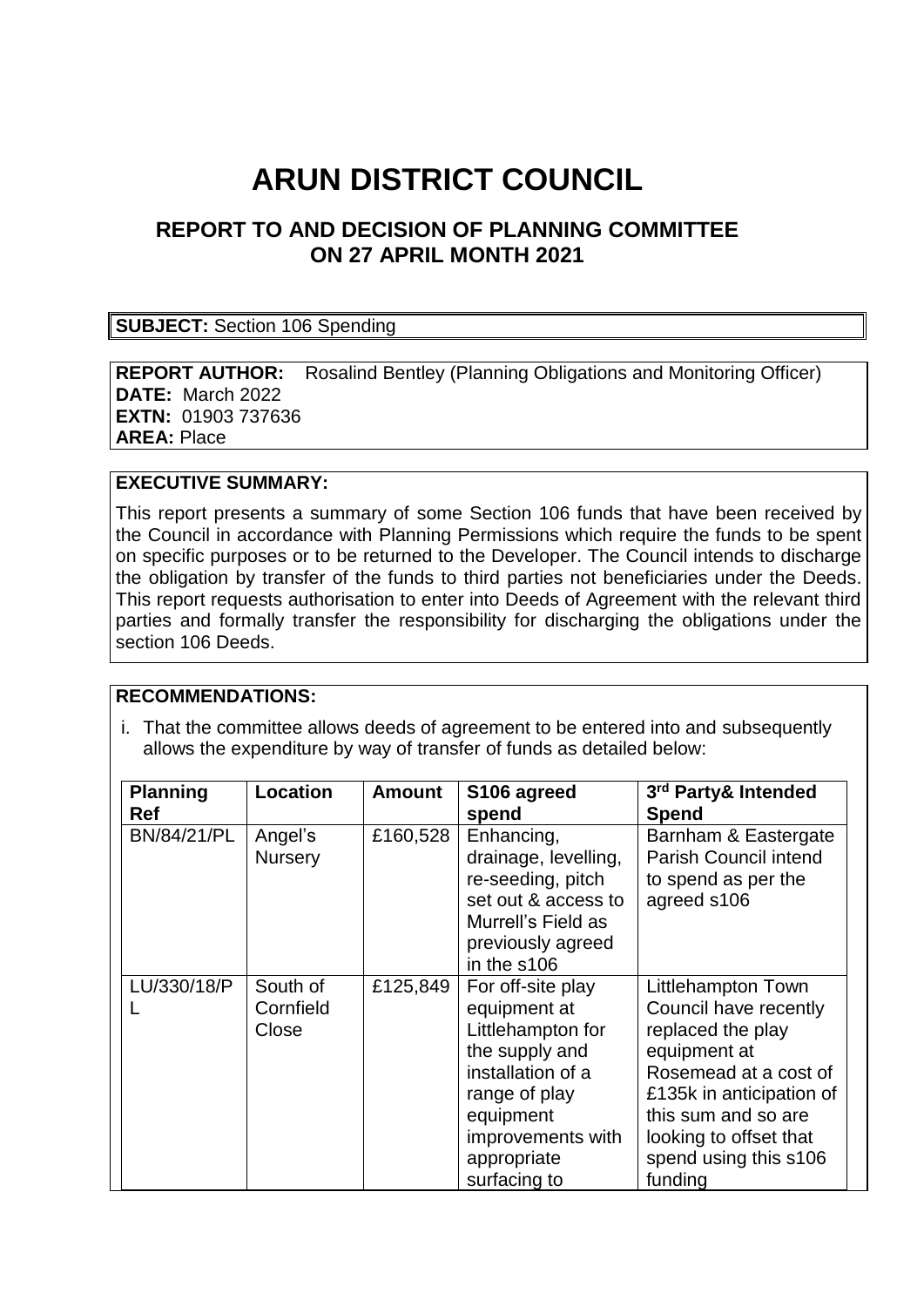# ARUN DISTRICT COUNCIL

## REPORT TO AND DECISION OF PLANNING COMMITTEE ON 27 APRIL MONTH 2021

**SUBJECT:** Section 106 Spending

**REPORT AUTHOR:** Rosalind Bentley (Planning Obligations and Monitoring Officer)
**DATE:** March 2022
**EXTN:** 01903 737636
**AREA:** Place

**EXECUTIVE SUMMARY:**

This report presents a summary of some Section 106 funds that have been received by the Council in accordance with Planning Permissions which require the funds to be spent on specific purposes or to be returned to the Developer. The Council intends to discharge the obligation by transfer of the funds to third parties not beneficiaries under the Deeds. This report requests authorisation to enter into Deeds of Agreement with the relevant third parties and formally transfer the responsibility for discharging the obligations under the section 106 Deeds.

**RECOMMENDATIONS:**

i. That the committee allows deeds of agreement to be entered into and subsequently allows the expenditure by way of transfer of funds as detailed below:

| Planning Ref | Location | Amount | S106 agreed spend | 3rd Party& Intended Spend |
|---|---|---|---|---|
| BN/84/21/PL | Angel's Nursery | £160,528 | Enhancing, drainage, levelling, re-seeding, pitch set out & access to Murrell's Field as previously agreed in the s106 | Barnham & Eastergate Parish Council intend to spend as per the agreed s106 |
| LU/330/18/PL | South of Cornfield Close | £125,849 | For off-site play equipment at Littlehampton for the supply and installation of a range of play equipment improvements with appropriate surfacing to | Littlehampton Town Council have recently replaced the play equipment at Rosemead at a cost of £135k in anticipation of this sum and so are looking to offset that spend using this s106 funding |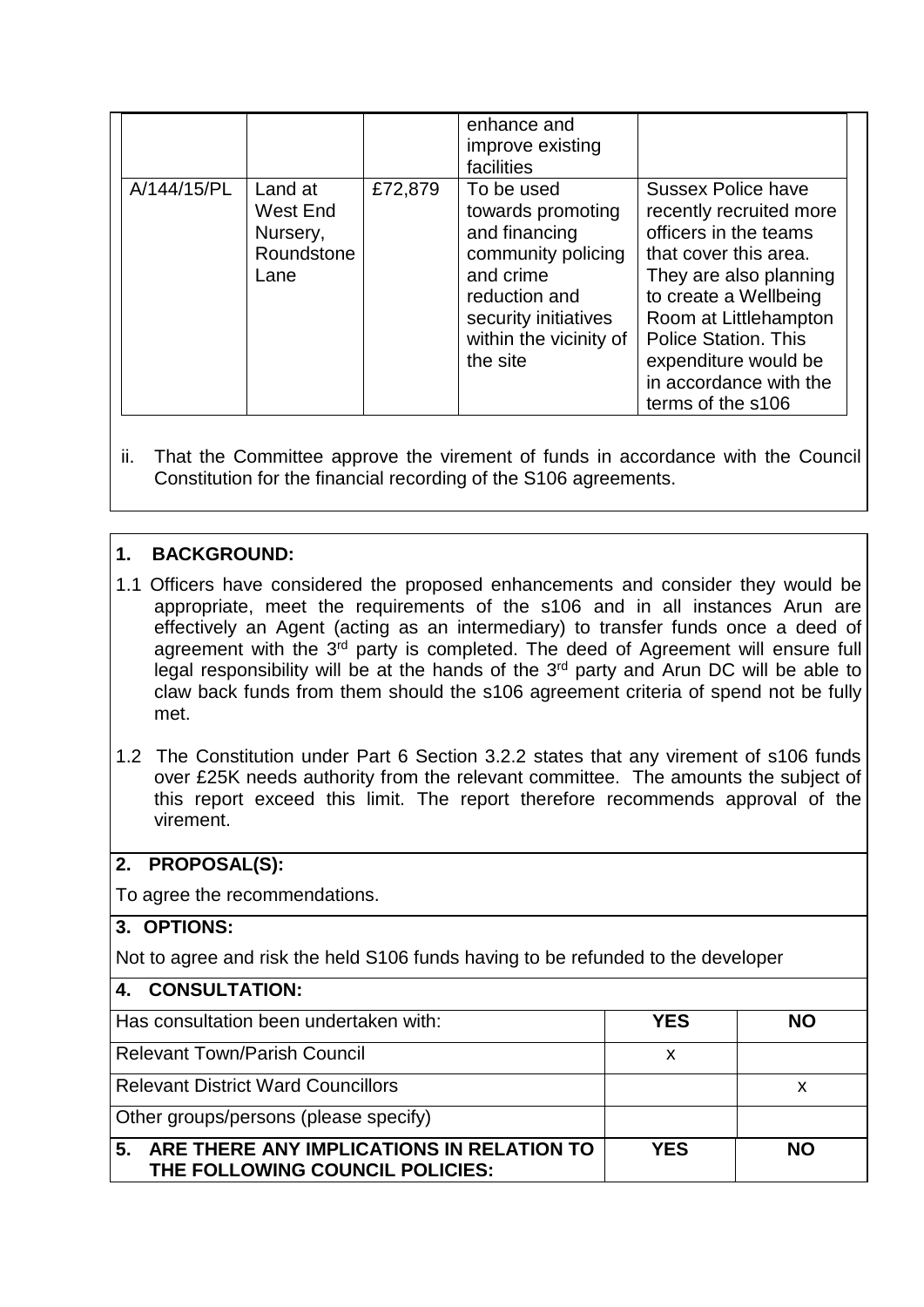| | | | enhance and improve existing facilities | |
|---|---|---|---|---|
| A/144/15/PL | Land at West End Nursery, Roundstone Lane | £72,879 | To be used towards promoting and financing community policing and crime reduction and security initiatives within the vicinity of the site | Sussex Police have recently recruited more officers in the teams that cover this area. They are also planning to create a Wellbeing Room at Littlehampton Police Station. This expenditure would be in accordance with the terms of the s106 |

ii. That the Committee approve the virement of funds in accordance with the Council Constitution for the financial recording of the S106 agreements.

## 1. BACKGROUND:

1.1 Officers have considered the proposed enhancements and consider they would be appropriate, meet the requirements of the s106 and in all instances Arun are effectively an Agent (acting as an intermediary) to transfer funds once a deed of agreement with the 3rd party is completed. The deed of Agreement will ensure full legal responsibility will be at the hands of the 3rd party and Arun DC will be able to claw back funds from them should the s106 agreement criteria of spend not be fully met.

1.2 The Constitution under Part 6 Section 3.2.2 states that any virement of s106 funds over £25K needs authority from the relevant committee. The amounts the subject of this report exceed this limit. The report therefore recommends approval of the virement.

## 2. PROPOSAL(S):

To agree the recommendations.

## 3. OPTIONS:

Not to agree and risk the held S106 funds having to be refunded to the developer

## 4. CONSULTATION:

| Has consultation been undertaken with: | YES | NO |
|---|---|---|
| Relevant Town/Parish Council | x | |
| Relevant District Ward Councillors | | x |
| Other groups/persons (please specify) | | |

| 5. ARE THERE ANY IMPLICATIONS IN RELATION TO THE FOLLOWING COUNCIL POLICIES: | YES | NO |
|---|---|---|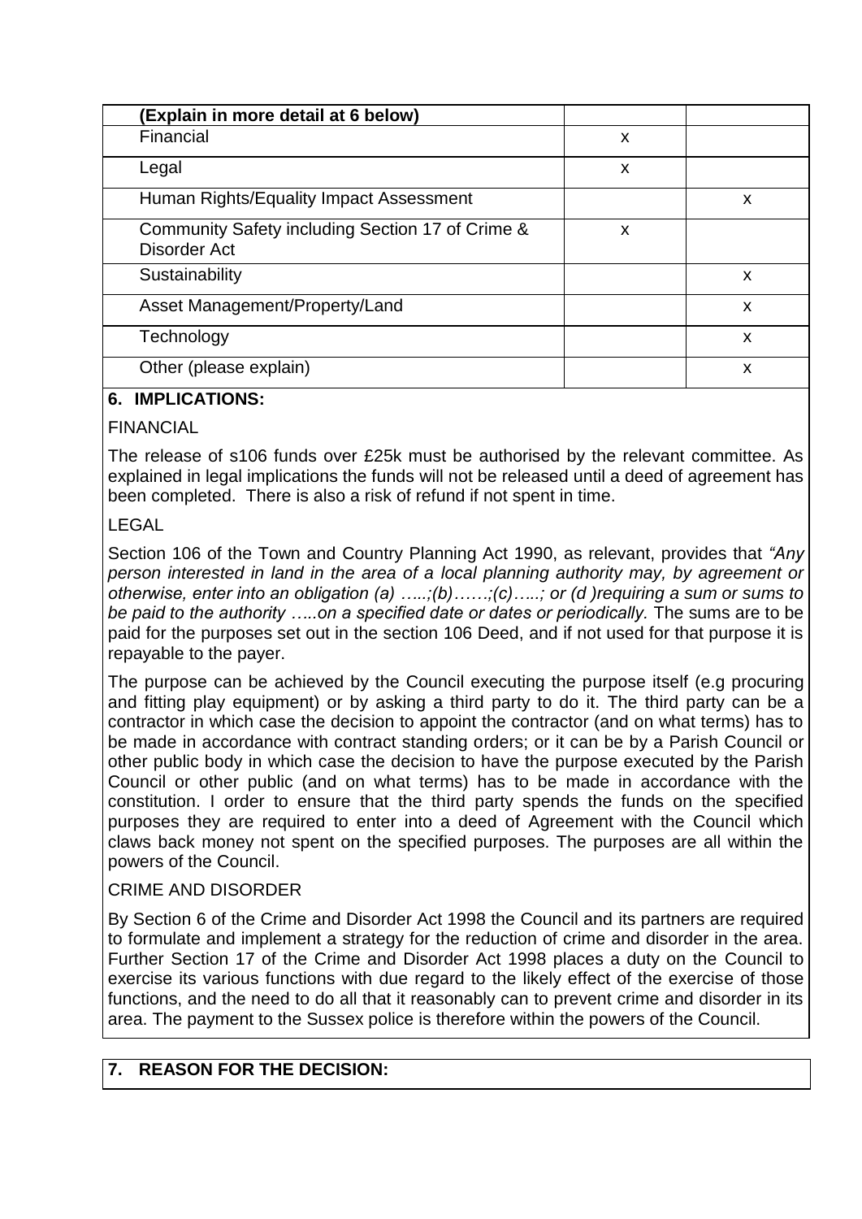| (Explain in more detail at 6 below) | | |
| --- | --- | --- |
| Financial | x | |
| Legal | x | |
| Human Rights/Equality Impact Assessment | | x |
| Community Safety including Section 17 of Crime & Disorder Act | x | |
| Sustainability | | x |
| Asset Management/Property/Land | | x |
| Technology | | x |
| Other (please explain) | | x |

**6. IMPLICATIONS:**

FINANCIAL

The release of s106 funds over £25k must be authorised by the relevant committee. As explained in legal implications the funds will not be released until a deed of agreement has been completed. There is also a risk of refund if not spent in time.

LEGAL

Section 106 of the Town and Country Planning Act 1990, as relevant, provides that *"Any person interested in land in the area of a local planning authority may, by agreement or otherwise, enter into an obligation (a) …..;(b)……;(c)…..; or (d )requiring a sum or sums to be paid to the authority …..on a specified date or dates or periodically.* The sums are to be paid for the purposes set out in the section 106 Deed, and if not used for that purpose it is repayable to the payer.

The purpose can be achieved by the Council executing the purpose itself (e.g procuring and fitting play equipment) or by asking a third party to do it. The third party can be a contractor in which case the decision to appoint the contractor (and on what terms) has to be made in accordance with contract standing orders; or it can be by a Parish Council or other public body in which case the decision to have the purpose executed by the Parish Council or other public (and on what terms) has to be made in accordance with the constitution. I order to ensure that the third party spends the funds on the specified purposes they are required to enter into a deed of Agreement with the Council which claws back money not spent on the specified purposes. The purposes are all within the powers of the Council.

CRIME AND DISORDER

By Section 6 of the Crime and Disorder Act 1998 the Council and its partners are required to formulate and implement a strategy for the reduction of crime and disorder in the area. Further Section 17 of the Crime and Disorder Act 1998 places a duty on the Council to exercise its various functions with due regard to the likely effect of the exercise of those functions, and the need to do all that it reasonably can to prevent crime and disorder in its area. The payment to the Sussex police is therefore within the powers of the Council.

**7. REASON FOR THE DECISION:**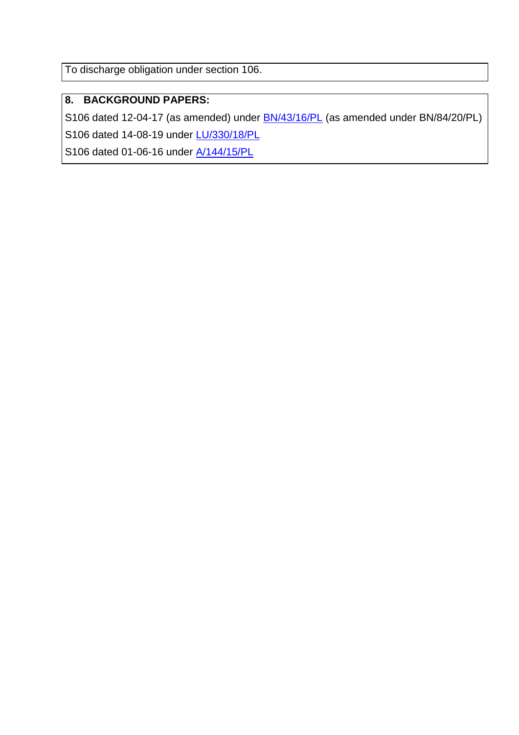To discharge obligation under section 106.

## 8. BACKGROUND PAPERS:

S106 dated 12-04-17 (as amended) under BN/43/16/PL (as amended under BN/84/20/PL)

S106 dated 14-08-19 under LU/330/18/PL

S106 dated 01-06-16 under A/144/15/PL